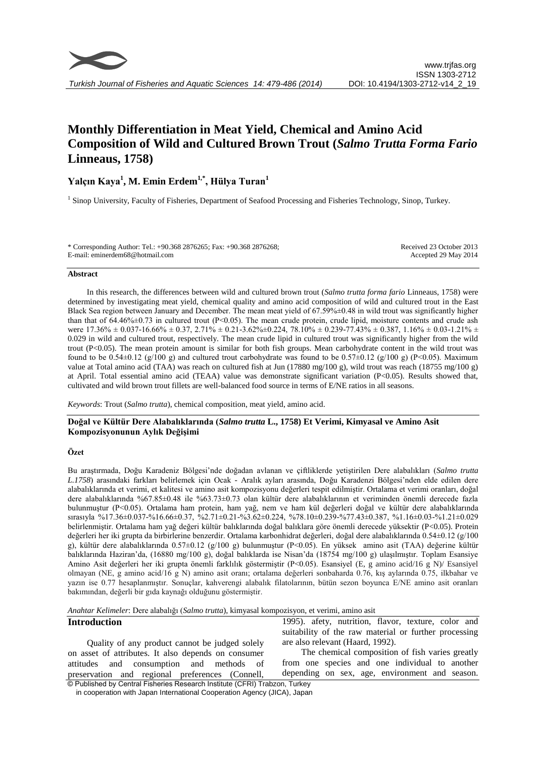# Monthly Differentiation in Meat Yield, Chemical and Amino Acid Composition of Wild and Cultured Brown Trout (*Salmo Trutta Forma Fario* Linneaus, 1758)

**Yalçın Kaya[1], M. Emin Erdem[1,*], Hülya Turan[1]**

[1] Sinop University, Faculty of Fisheries, Department of Seafood Processing and Fisheries Technology, Sinop, Turkey.

\* Corresponding Author: Tel.: +90.368 2876265; Fax: +90.368 2876268;
E-mail: eminerdem68@hotmail.com

Received 23 October 2013
Accepted 29 May 2014

## Abstract

In this research, the differences between wild and cultured brown trout (*Salmo trutta forma fario* Linneaus, 1758) were determined by investigating meat yield, chemical quality and amino acid composition of wild and cultured trout in the East Black Sea region between January and December. The mean meat yield of 67.59%±0.48 in wild trout was significantly higher than that of 64.46%±0.73 in cultured trout ($P<0.05$). The mean crude protein, crude lipid, moisture contents and crude ash were 17.36% ± 0.037-16.66% ± 0.37, 2.71% ± 0.21-3.62%±0.224, 78.10% ± 0.239-77.43% ± 0.387, 1.16% ± 0.03-1.21% ± 0.029 in wild and cultured trout, respectively. The mean crude lipid in cultured trout was significantly higher from the wild trout ($P<0.05$). The mean protein amount is similar for both fish groups. Mean carbohydrate content in the wild trout was found to be 0.54±0.12 (g/100 g) and cultured trout carbohydrate was found to be 0.57±0.12 (g/100 g) ($P<0.05$). Maximum value at Total amino acid (TAA) was reach on cultured fish at Jun (17880 mg/100 g), wild trout was reach (18755 mg/100 g) at April. Total essential amino acid (TEAA) value was demonstrate significant variation ($P<0.05$). Results showed that, cultivated and wild brown trout fillets are well-balanced food source in terms of E/NE ratios in all seasons.

*Keywords*: Trout (*Salmo trutta*), chemical composition, meat yield, amino acid.

**Doğal ve Kültür Dere Alabalıklarında (*Salmo trutta* L., 1758) Et Verimi, Kimyasal ve Amino Asit Kompozisyonunun Aylık Değişimi**

## Özet

Bu araştırmada, Doğu Karadeniz Bölgesi'nde doğadan avlanan ve çiftliklerde yetiştirilen Dere alabalıkları (*Salmo trutta L.1758*) arasındaki farkları belirlemek için Ocak - Aralık ayları arasında, Doğu Karadenzi Bölgesi'nden elde edilen dere alabalıklarında et verimi, et kalitesi ve amino asit kompozisyonu değerleri tespit edilmiştir. Ortalama et verimi oranları, doğal dere alabalıklarında %67.85±0.48 ile %63.73±0.73 olan kültür dere alabalıklarının et veriminden önemli derecede fazla bulunmuştur ($P<0.05$). Ortalama ham protein, ham yağ, nem ve ham kül değerleri doğal ve kültür dere alabalıklarında sırasıyla %17.36±0.037-%16.66±0.37, %2.71±0.21-%3.62±0.224, %78.10±0.239-%77.43±0.387, %1.16±0.03-%1.21±0.029 belirlenmiştir. Ortalama ham yağ değeri kültür balıklarında doğal balıklara göre önemli derecede yüksektir ($P<0.05$). Protein değerleri her iki grupta da birbirlerine benzerdir. Ortalama karbonhidrat değerleri, doğal dere alabalıklarında 0.54±0.12 (g/100 g), kültür dere alabalıklarında 0.57±0.12 (g/100 g) bulunmuştur ($P<0.05$). En yüksek amino asit (TAA) değerine kültür balıklarında Haziran'da, (16880 mg/100 g), doğal balıklarda ise Nisan'da (18754 mg/100 g) ulaşılmıştır. Toplam Esansiyel Amino Asit değerleri her iki grupta önemli farklılık göstermiştir ($P<0.05$). Esansiyel (E, g amino acid/16 g N)/ Esansiyel olmayan (NE, g amino acid/16 g N) amino asit oranı; ortalama değerleri sonbaharda 0.76, kış aylarında 0.75, ilkbahar ve yazın ise 0.77 hesaplanmıştır. Sonuçlar, kahverengi alabalık filatolarının, bütün sezon boyunca E/NE amino asit oranları bakımından, değerli bir gıda kaynağı olduğunu göstermiştir.

*Anahtar Kelimeler*: Dere alabalığı (*Salmo trutta*), kimyasal kompozisyon, et verimi, amino asit

## Introduction

Quality of any product cannot be judged solely on asset of attributes. It also depends on consumer attitudes and consumption and methods of preservation and regional preferences (Connell, 1995). afety, nutrition, flavor, texture, color and suitability of the raw material or further processing are also relevant (Haard, 1992).

The chemical composition of fish varies greatly from one species and one individual to another depending on sex, age, environment and season.

© Published by Central Fisheries Research Institute (CFRI) Trabzon, Turkey in cooperation with Japan International Cooperation Agency (JICA), Japan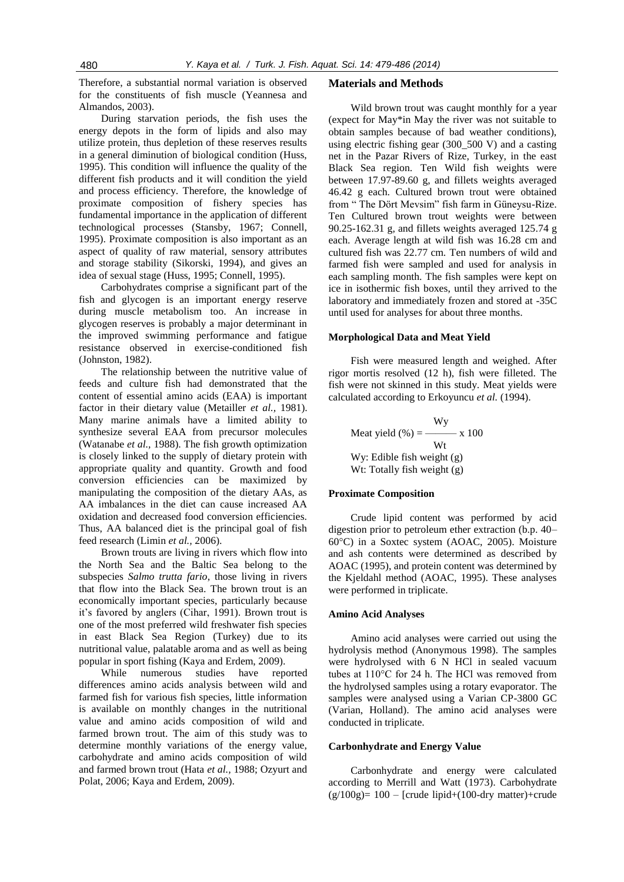Therefore, a substantial normal variation is observed for the constituents of fish muscle (Yeannesa and Almandos, 2003).

During starvation periods, the fish uses the energy depots in the form of lipids and also may utilize protein, thus depletion of these reserves results in a general diminution of biological condition (Huss, 1995). This condition will influence the quality of the different fish products and it will condition the yield and process efficiency. Therefore, the knowledge of proximate composition of fishery species has fundamental importance in the application of different technological processes (Stansby, 1967; Connell, 1995). Proximate composition is also important as an aspect of quality of raw material, sensory attributes and storage stability (Sikorski, 1994), and gives an idea of sexual stage (Huss, 1995; Connell, 1995).

Carbohydrates comprise a significant part of the fish and glycogen is an important energy reserve during muscle metabolism too. An increase in glycogen reserves is probably a major determinant in the improved swimming performance and fatigue resistance observed in exercise-conditioned fish (Johnston, 1982).

The relationship between the nutritive value of feeds and culture fish had demonstrated that the content of essential amino acids (EAA) is important factor in their dietary value (Metailler *et al.*, 1981). Many marine animals have a limited ability to synthesize several EAA from precursor molecules (Watanabe *et al.*, 1988). The fish growth optimization is closely linked to the supply of dietary protein with appropriate quality and quantity. Growth and food conversion efficiencies can be maximized by manipulating the composition of the dietary AAs, as AA imbalances in the diet can cause increased AA oxidation and decreased food conversion efficiencies. Thus, AA balanced diet is the principal goal of fish feed research (Limin *et al.*, 2006).

Brown trouts are living in rivers which flow into the North Sea and the Baltic Sea belong to the subspecies *Salmo trutta fario*, those living in rivers that flow into the Black Sea. The brown trout is an economically important species, particularly because it's favored by anglers (Cihar, 1991). Brown trout is one of the most preferred wild freshwater fish species in east Black Sea Region (Turkey) due to its nutritional value, palatable aroma and as well as being popular in sport fishing (Kaya and Erdem, 2009).

While numerous studies have reported differences amino acids analysis between wild and farmed fish for various fish species, little information is available on monthly changes in the nutritional value and amino acids composition of wild and farmed brown trout. The aim of this study was to determine monthly variations of the energy value, carbohydrate and amino acids composition of wild and farmed brown trout (Hata *et al.*, 1988; Ozyurt and Polat, 2006; Kaya and Erdem, 2009).

## Materials and Methods

Wild brown trout was caught monthly for a year (expect for May*in May the river was not suitable to obtain samples because of bad weather conditions), using electric fishing gear (300_500 V) and a casting net in the Pazar Rivers of Rize, Turkey, in the east Black Sea region. Ten Wild fish weights were between 17.97-89.60 g, and fillets weights averaged 46.42 g each. Cultured brown trout were obtained from " The Dört Mevsim" fish farm in Güneysu-Rize. Ten Cultured brown trout weights were between 90.25-162.31 g, and fillets weights averaged 125.74 g each. Average length at wild fish was 16.28 cm and cultured fish was 22.77 cm. Ten numbers of wild and farmed fish were sampled and used for analysis in each sampling month. The fish samples were kept on ice in isothermic fish boxes, until they arrived to the laboratory and immediately frozen and stored at -35C until used for analyses for about three months.

### Morphological Data and Meat Yield

Fish were measured length and weighed. After rigor mortis resolved (12 h), fish were filleted. The fish were not skinned in this study. Meat yields were calculated according to Erkoyuncu *et al.* (1994).

$$\text{Meat yield (\%)} = \frac{Wy}{Wt} \times 100$$

Wy: Edible fish weight (g)
Wt: Totally fish weight (g)

### Proximate Composition

Crude lipid content was performed by acid digestion prior to petroleum ether extraction (b.p. 40–60°C) in a Soxtec system (AOAC, 2005). Moisture and ash contents were determined as described by AOAC (1995), and protein content was determined by the Kjeldahl method (AOAC, 1995). These analyses were performed in triplicate.

### Amino Acid Analyses

Amino acid analyses were carried out using the hydrolysis method (Anonymous 1998). The samples were hydrolysed with 6 N HCl in sealed vacuum tubes at 110°C for 24 h. The HCl was removed from the hydrolysed samples using a rotary evaporator. The samples were analysed using a Varian CP-3800 GC (Varian, Holland). The amino acid analyses were conducted in triplicate.

### Carbonhydrate and Energy Value

Carbonhydrate and energy were calculated according to Merrill and Watt (1973). Carbohydrate (g/100g)= 100 – [crude lipid+(100-dry matter)+crude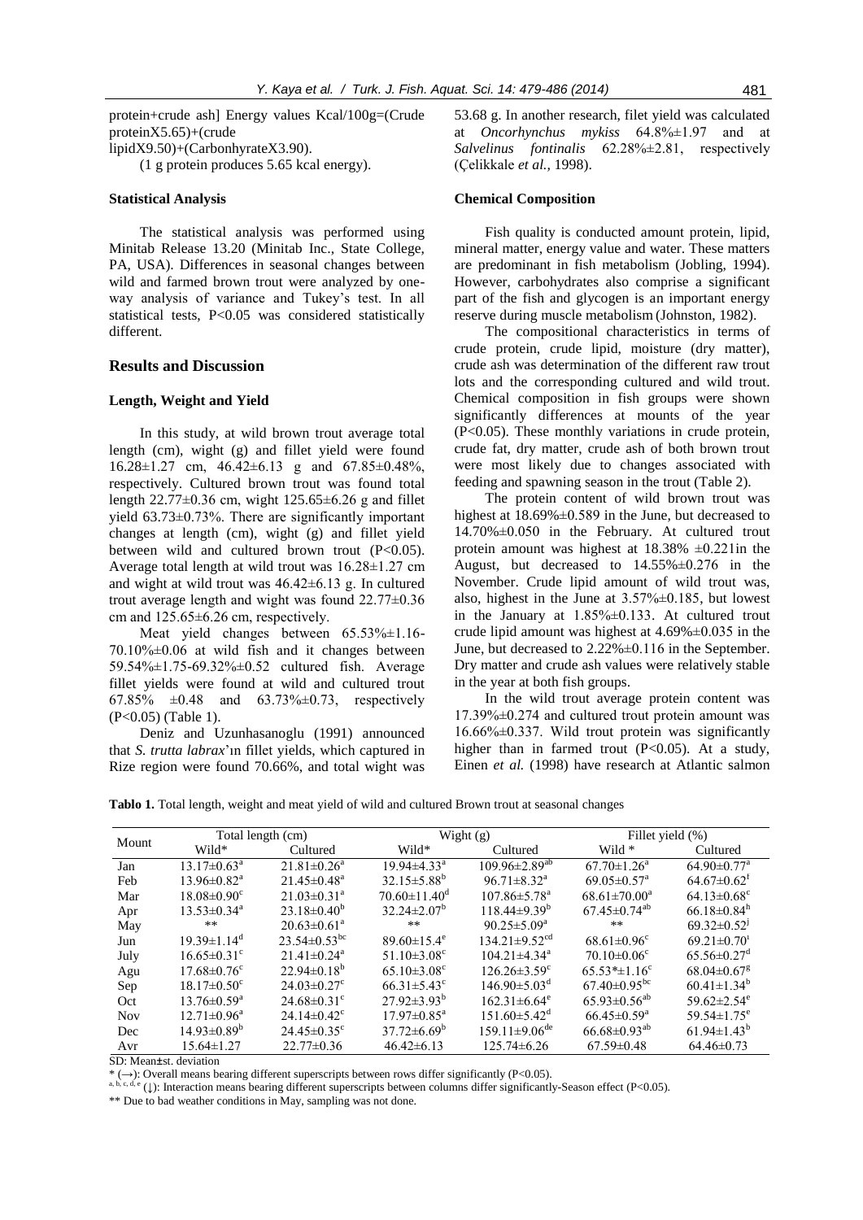protein+crude ash] Energy values Kcal/100g=(Crude proteinX5.65)+(crude lipidX9.50)+(CarbonhyrateX3.90).

(1 g protein produces 5.65 kcal energy).

### Statistical Analysis

The statistical analysis was performed using Minitab Release 13.20 (Minitab Inc., State College, PA, USA). Differences in seasonal changes between wild and farmed brown trout were analyzed by one-way analysis of variance and Tukey's test. In all statistical tests, P<0.05 was considered statistically different.

## Results and Discussion

### Length, Weight and Yield

In this study, at wild brown trout average total length (cm), wight (g) and fillet yield were found 16.28±1.27 cm, 46.42±6.13 g and 67.85±0.48%, respectively. Cultured brown trout was found total length 22.77±0.36 cm, wight 125.65±6.26 g and fillet yield 63.73±0.73%. There are significantly important changes at length (cm), wight (g) and fillet yield between wild and cultured brown trout (P<0.05). Average total length at wild trout was 16.28±1.27 cm and wight at wild trout was 46.42±6.13 g. In cultured trout average length and wight was found 22.77±0.36 cm and 125.65±6.26 cm, respectively.

Meat yield changes between 65.53%±1.16-70.10%±0.06 at wild fish and it changes between 59.54%±1.75-69.32%±0.52 cultured fish. Average fillet yields were found at wild and cultured trout 67.85% ±0.48 and 63.73%±0.73, respectively (P<0.05) (Table 1).

Deniz and Uzunhasanoglu (1991) announced that *S. trutta labrax*'ın fillet yields, which captured in Rize region were found 70.66%, and total wight was 53.68 g. In another research, filet yield was calculated at *Oncorhynchus mykiss* 64.8%±1.97 and at *Salvelinus fontinalis* 62.28%±2.81, respectively (Çelikkale *et al.,* 1998).

### Chemical Composition

Fish quality is conducted amount protein, lipid, mineral matter, energy value and water. These matters are predominant in fish metabolism (Jobling, 1994). However, carbohydrates also comprise a significant part of the fish and glycogen is an important energy reserve during muscle metabolism (Johnston, 1982).

The compositional characteristics in terms of crude protein, crude lipid, moisture (dry matter), crude ash was determination of the different raw trout lots and the corresponding cultured and wild trout. Chemical composition in fish groups were shown significantly differences at mounts of the year (P<0.05). These monthly variations in crude protein, crude fat, dry matter, crude ash of both brown trout were most likely due to changes associated with feeding and spawning season in the trout (Table 2).

The protein content of wild brown trout was highest at 18.69%±0.589 in the June, but decreased to 14.70%±0.050 in the February. At cultured trout protein amount was highest at 18.38% ±0.221in the August, but decreased to 14.55%±0.276 in the November. Crude lipid amount of wild trout was, also, highest in the June at 3.57%±0.185, but lowest in the January at 1.85%±0.133. At cultured trout crude lipid amount was highest at 4.69%±0.035 in the June, but decreased to 2.22%±0.116 in the September. Dry matter and crude ash values were relatively stable in the year at both fish groups.

In the wild trout average protein content was 17.39%±0.274 and cultured trout protein amount was 16.66%±0.337. Wild trout protein was significantly higher than in farmed trout (P<0.05). At a study, Einen *et al.* (1998) have research at Atlantic salmon

**Tablo 1.** Total length, weight and meat yield of wild and cultured Brown trout at seasonal changes

| Mount | Total length (cm) | | Wight (g) | | Fillet yield (%) | |
|---|---|---|---|---|---|---|
| | Wild* | Cultured | Wild* | Cultured | Wild * | Cultured |
| Jan | 13.17±0.63[a] | 21.81±0.26[a] | 19.94±4.33[a] | 109.96±2.89[ab] | 67.70±1.26[a] | 64.90±0.77[a] |
| Feb | 13.96±0.82[a] | 21.45±0.48[a] | 32.15±5.88[b] | 96.71±8.32[a] | 69.05±0.57[a] | 64.67±0.62[f] |
| Mar | 18.08±0.90[c] | 21.03±0.31[a] | 70.60±11.40[d] | 107.86±5.78[a] | 68.61±70.00[a] | 64.13±0.68[c] |
| Apr | 13.53±0.34[a] | 23.18±0.40[b] | 32.24±2.07[b] | 118.44±9.39[b] | 67.45±0.74[ab] | 66.18±0.84[h] |
| May | ** | 20.63±0.61[a] | ** | 90.25±5.09[a] | ** | 69.32±0.52[j] |
| Jun | 19.39±1.14[d] | 23.54±0.53[bc] | 89.60±15.4[e] | 134.21±9.52[cd] | 68.61±0.96[c] | 69.21±0.70[i] |
| July | 16.65±0.31[c] | 21.41±0.24[a] | 51.10±3.08[c] | 104.21±4.34[a] | 70.10±0.06[c] | 65.56±0.27[d] |
| Agu | 17.68±0.76[c] | 22.94±0.18[b] | 65.10±3.08[c] | 126.26±3.59[c] | 65.53*±1.16[c] | 68.04±0.67[g] |
| Sep | 18.17±0.50[c] | 24.03±0.27[c] | 66.31±5.43[c] | 146.90±5.03[d] | 67.40±0.95[bc] | 60.41±1.34[b] |
| Oct | 13.76±0.59[a] | 24.68±0.31[c] | 27.92±3.93[b] | 162.31±6.64[e] | 65.93±0.56[ab] | 59.62±2.54[e] |
| Nov | 12.71±0.96[a] | 24.14±0.42[c] | 17.97±0.85[a] | 151.60±5.42[d] | 66.45±0.59[a] | 59.54±1.75[e] |
| Dec | 14.93±0.89[b] | 24.45±0.35[c] | 37.72±6.69[b] | 159.11±9.06[de] | 66.68±0.93[ab] | 61.94±1.43[b] |
| Avr | 15.64±1.27 | 22.77±0.36 | 46.42±6.13 | 125.74±6.26 | 67.59±0.48 | 64.46±0.73 |

SD: Mean±st. deviation

* (→): Overall means bearing different superscripts between rows differ significantly (P<0.05).

[a, b, c, d, e] (↓): Interaction means bearing different superscripts between columns differ significantly-Season effect (P<0.05).

** Due to bad weather conditions in May, sampling was not done.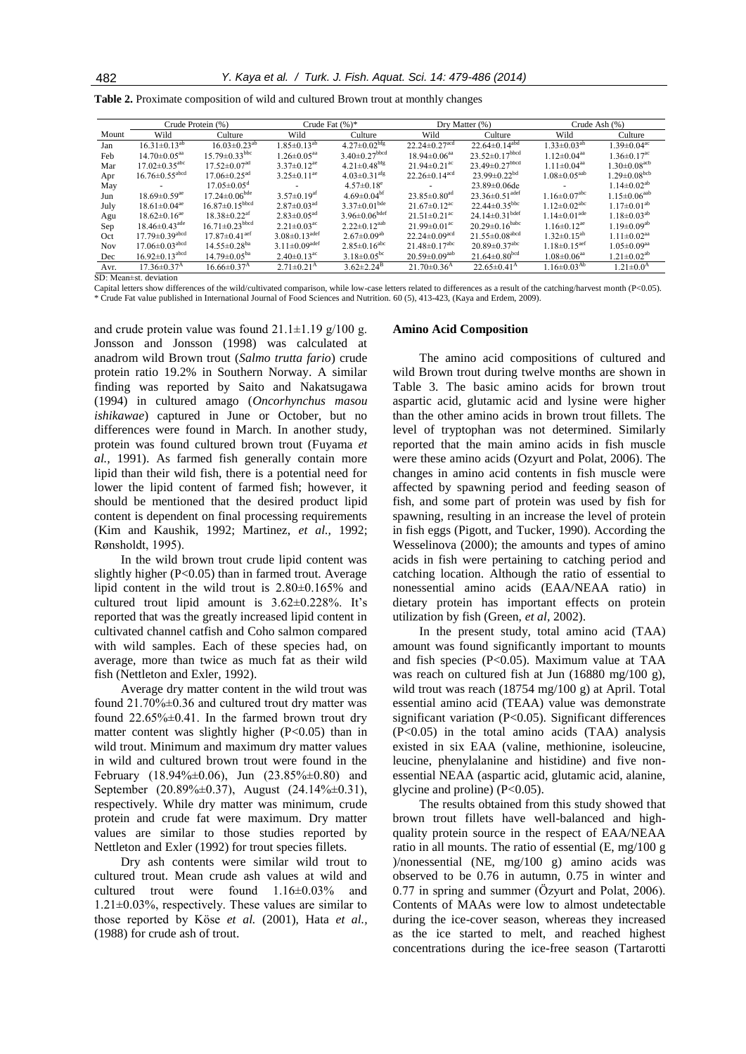**Table 2.** Proximate composition of wild and cultured Brown trout at monthly changes

| Mount | Crude Protein (%) | | Crude Fat (%)* | | Dry Matter (%) | | Crude Ash (%) | |
|---|---|---|---|---|---|---|---|---|
| | Wild | Culture | Wild | Culture | Wild | Culture | Wild | Culture |
| Jan | 16.31±0.13[ab] | 16.03±0.23[ab] | 1.85±0.13[ab] | 4.27±0.02[bfg] | 22.24±0.27[acd] | 22.64±0.14[abd] | 1.33±0.03[ab] | 1.39±0.04[ac] |
| Feb | 14.70±0.05[aa] | 15.79±0.33[bbc] | 1.26±0.05[aa] | 3.40±0.27[bbcd] | 18.94±0.06[aa] | 23.52±0.17[bbcd] | 1.12±0.04[aa] | 1.36±0.17[ac] |
| Mar | 17.02±0.35[abc] | 17.52±0.07[ad] | 3.37±0.12[ae] | 4.21±0.48[bfg] | 21.94±0.21[ac] | 23.49±0.27[bbcd] | 1.11±0.04[aa] | 1.30±0.08[acb] |
| Apr | 16.76±0.55[abcd] | 17.06±0.25[ad] | 3.25±0.11[ae] | 4.03±0.31[afg] | 22.26±0.14[acd] | 23.99±0.22[bd] | 1.08±0.05[aab] | 1.29±0.08[bcb] |
| May | - | 17.05±0.05[d] | - | 4.57±0.18[e] | - | 23.89±0.06de | - | 1.14±0.02[ab] |
| Jun | 18.69±0.59[ae] | 17.24±0.06[bde] | 3.57±0.19[af] | 4.69±0.04[bf] | 23.85±0.80[ad] | 23.36±0.51[adef] | 1.16±0.07[abc] | 1.15±0.06[aab] |
| July | 18.61±0.04[ae] | 16.87±0.15[bbcd] | 2.87±0.03[ad] | 3.37±0.01[bde] | 21.67±0.12[ac] | 22.44±0.35[bbc] | 1.12±0.02[abc] | 1.17±0.01[ab] |
| Agu | 18.62±0.16[ae] | 18.38±0.22[af] | 2.83±0.05[ad] | 3.96±0.06[bdef] | 21.51±0.21[ac] | 24.14±0.31[bdef] | 1.14±0.01[ade] | 1.18±0.03[ab] |
| Sep | 18.46±0.43[ade] | 16.71±0.23[bbcd] | 2.21±0.03[ac] | 2.22±0.12[aab] | 21.99±0.01[ac] | 20.29±0.16[babc] | 1.16±0.12[ae] | 1.19±0.09[ab] |
| Oct | 17.79±0.39[abcd] | 17.87±0.41[aef] | 3.08±0.13[adef] | 2.67±0.09[ab] | 22.24±0.09[acd] | 21.55±0.08[abcd] | 1.32±0.15[ab] | 1.11±0.02[aa] |
| Nov | 17.06±0.03[abcd] | 14.55±0.28[ba] | 3.11±0.09[adef] | 2.85±0.16[abc] | 21.48±0.17[abc] | 20.89±0.37[abc] | 1.18±0.15[aef] | 1.05±0.09[aa] |
| Dec | 16.92±0.13[abcd] | 14.79±0.05[ba] | 2.40±0.13[ac] | 3.18±0.05[bc] | 20.59±0.09[aab] | 21.64±0.80[bcd] | 1.08±0.06[aa] | 1.21±0.02[ab] |
| Avr. | 17.36±0.37[A] | 16.66±0.37[A] | 2.71±0.21[A] | 3.62±2.24[B] | 21.70±0.36[A] | 22.65±0.41[A] | 1.16±0.03[Ab] | 1.21±0.0[A] |

SD: Mean±st. deviation

Capital letters show differences of the wild/cultivated comparison, while low-case letters related to differences as a result of the catching/harvest month (P<0.05).
* Crude Fat value published in International Journal of Food Sciences and Nutrition. 60 (5), 413-423, (Kaya and Erdem, 2009).

and crude protein value was found 21.1±1.19 g/100 g. Jonsson and Jonsson (1998) was calculated at anadrom wild Brown trout (*Salmo trutta fario*) crude protein ratio 19.2% in Southern Norway. A similar finding was reported by Saito and Nakatsugawa (1994) in cultured amago (*Oncorhynchus masou ishikawae*) captured in June or October, but no differences were found in March. In another study, protein was found cultured brown trout (Fuyama *et al.,* 1991). As farmed fish generally contain more lipid than their wild fish, there is a potential need for lower the lipid content of farmed fish; however, it should be mentioned that the desired product lipid content is dependent on final processing requirements (Kim and Kaushik, 1992; Martinez, *et al.,* 1992; Rønsholdt, 1995).

In the wild brown trout crude lipid content was slightly higher (P<0.05) than in farmed trout. Average lipid content in the wild trout is 2.80±0.165% and cultured trout lipid amount is 3.62±0.228%. It's reported that was the greatly increased lipid content in cultivated channel catfish and Coho salmon compared with wild samples. Each of these species had, on average, more than twice as much fat as their wild fish (Nettleton and Exler, 1992).

Average dry matter content in the wild trout was found 21.70%±0.36 and cultured trout dry matter was found 22.65%±0.41. In the farmed brown trout dry matter content was slightly higher (P<0.05) than in wild trout. Minimum and maximum dry matter values in wild and cultured brown trout were found in the February (18.94%±0.06), Jun (23.85%±0.80) and September (20.89%±0.37), August (24.14%±0.31), respectively. While dry matter was minimum, crude protein and crude fat were maximum. Dry matter values are similar to those studies reported by Nettleton and Exler (1992) for trout species fillets.

Dry ash contents were similar wild trout to cultured trout. Mean crude ash values at wild and cultured trout were found 1.16±0.03% and 1.21±0.03%, respectively. These values are similar to those reported by Köse *et al.* (2001), Hata *et al.,* (1988) for crude ash of trout.

## Amino Acid Composition

The amino acid compositions of cultured and wild Brown trout during twelve months are shown in Table 3. The basic amino acids for brown trout aspartic acid, glutamic acid and lysine were higher than the other amino acids in brown trout fillets. The level of tryptophan was not determined. Similarly reported that the main amino acids in fish muscle were these amino acids (Ozyurt and Polat, 2006). The changes in amino acid contents in fish muscle were affected by spawning period and feeding season of fish, and some part of protein was used by fish for spawning, resulting in an increase the level of protein in fish eggs (Pigott, and Tucker, 1990). According the Wesselinova (2000); the amounts and types of amino acids in fish were pertaining to catching period and catching location. Although the ratio of essential to nonessential amino acids (EAA/NEAA ratio) in dietary protein has important effects on protein utilization by fish (Green, *et al,* 2002).

In the present study, total amino acid (TAA) amount was found significantly important to mounts and fish species (P<0.05). Maximum value at TAA was reach on cultured fish at Jun (16880 mg/100 g), wild trout was reach (18754 mg/100 g) at April. Total essential amino acid (TEAA) value was demonstrate significant variation (P<0.05). Significant differences (P<0.05) in the total amino acids (TAA) analysis existed in six EAA (valine, methionine, isoleucine, leucine, phenylalanine and histidine) and five non-essential NEAA (aspartic acid, glutamic acid, alanine, glycine and proline) (P<0.05).

The results obtained from this study showed that brown trout fillets have well-balanced and high-quality protein source in the respect of EAA/NEAA ratio in all mounts. The ratio of essential (E, mg/100 g )/nonessential (NE, mg/100 g) amino acids was observed to be 0.76 in autumn, 0.75 in winter and 0.77 in spring and summer (Özyurt and Polat, 2006). Contents of MAAs were low to almost undetectable during the ice-cover season, whereas they increased as the ice started to melt, and reached highest concentrations during the ice-free season (Tartarotti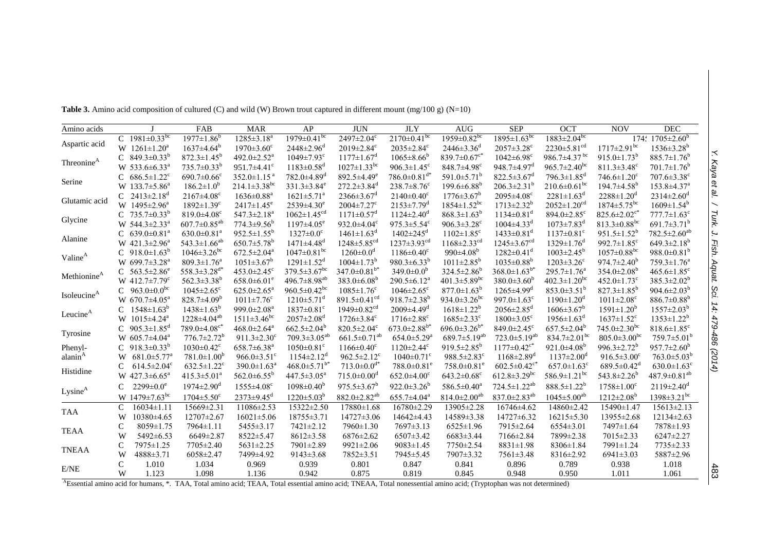**Table 3.** Amino acid composition of cultured (C) and wild (W) Brown trout captured in different mount (mg/100 g) (N=10)

| Amino acids | | J | FAB | MAR | AP | JUN | JLY | AUG | SEP | OCT | NOV | DEC |
|---|---|---|---|---|---|---|---|---|---|---|---|---|
| Aspartic acid | C | 1981±0.33[bc] | 1977±1.86[b] | 1285±3.18[a] | 1979±0.41[bc] | 2497±2.04[c] | 2170±0.41[bc] | 1959±0.82[bc] | 1895±1.63[bc] | 1883±2.04[bc] | 174: | 1705±2.60[b] |
| | W | 1261±1.20[a] | 1637±4.64[b] | 1970±3.60[c] | 2448±2.96[d] | 2019±2.84[c] | 2035±2.84[c] | 2446±3.36[d] | 2057±3.28[c] | 2230±5.81[cd] | 1717±2.91[bc] | 1536±3.28[b] |
| Threonine[A] | C | 849.3±0.33[b] | 872.3±1.45[b] | 492.0±2.52[a] | 1049±7.93[c] | 1177±1.67[d] | 1065±8.66[b] | 839.7±0.67[c*] | 1042±6.98[c] | 986.7±4.37[bc] | 915.0±1.73[b] | 885.7±1.76[b] |
| | W | 533.6±6.33[a] | 735.7±0.33[b] | 951.7±4.41[c] | 1183±0.58[d] | 1027±1.33[bc] | 906.3±1.45[c] | 848.7±4.98[c] | 948.7±4.97[d] | 965.7±2.40[bc] | 811.3±3.48[c] | 701.7±1.76[b] |
| Serine | C | 686.5±1.22[c] | 690.7±0.66[c] | 352.0±1.15[a] | 782.0±4.89[d] | 892.5±4.49[e] | 786.0±0.81[d*] | 591.0±5.71[b] | 822.5±3.67[d] | 796.3±1.85[d] | 746.6±1.20[c] | 707.6±3.38[c] |
| | W | 133.7±5.86[a] | 186.2±1.0[b] | 214.1±3.38[bc] | 331.3±3.84[e] | 272.2±3.84[d] | 238.7±8.76[c] | 199.6±6.88[b] | 206.3±2.31[b] | 210.6±0.61[bc] | 194.7±4.58[b] | 153.8±4.37[a] |
| Glutamic acid | C | 2413±2.18[d] | 2167±4.08[c] | 1636±0.88[a] | 1621±5.71[a] | 2366±3.67[d] | 2140±0.40[c] | 1776±3.67[b] | 2095±4.08[c] | 2281±1.63[d] | 2288±1.20[d] | 2314±2.60[d] |
| | W | 1495±2.96[a] | 1892±1.39[c] | 2417±1.45[e] | 2539±4.30[e] | 2004±7.27[c] | 2153±7.79[d] | 1854±1.52[bc] | 1713±2.32[b] | 2052±1.20[cd] | 1874±5.75[bc] | 1609±1.54[b] |
| Glycine | C | 735.7±0.33[b] | 819.0±4.08[c] | 547.3±2.18[a] | 1062±1.45[cd] | 1171±0.57[d] | 1124±2.40[d] | 868.3±1.63[b] | 1134±0.81[d] | 894.0±2.85[c] | 825.6±2.02[c*] | 777.7±1.63[c] |
| | W | 544.3±2.33[a] | 607.7±0.85[ab] | 774.3±9.56[b] | 1197±4.05[e] | 932.0±4.04[c] | 975.3±5.54[c] | 906.3±3.28[c] | 1004±4.33[d] | 1073±7.83[d] | 813.3±0.88[bc] | 691.7±3.71[b] |
| Alanine | C | 639.0±0.81[a] | 630.0±0.81[a] | 952.5±1.55[b] | 1327±0.0[c] | 1461±1.63[d] | 1402±245[d] | 1102±1.85[c] | 1433±0.81[d] | 1137±0.81[c] | 951.5±1.52[b] | 782.5±2.60[ab] |
| | W | 421.3±2.96[a] | 543.3±1.66[ab] | 650.7±5.78[b] | 1471±4.48[d] | 1248±5.85[cd] | 1237±3.93[cd] | 1168±2.33[cd] | 1245±3.67[cd] | 1329±1.76[d] | 992.7±1.85[c] | 649.3±2.18[b] |
| Valine[A] | C | 918.0±1.63[b] | 1046±3.26[bc] | 672.5±2.04[a] | 1047±0.81[bc] | 1260±0.0[d] | 1186±0.40[c] | 990±4.08[b] | 1282±0.41[d] | 1003±2.45[b] | 1057±0.88[bc] | 988.0±0.81[b] |
| | W | 699.7±3.28[a] | 809.3±1.76[a] | 1051±3.67[b] | 1291±1.52[d] | 1004±1.73[b] | 980.3±6.33[b] | 1011±2.85[b] | 1035±0.88[b] | 1203±3.26[c] | 974.7±2.40[b] | 759.3±1.76[a] |
| Methionine[A] | C | 563.5±2.86[e] | 558.3±3.28[d*] | 453.0±2.45[c] | 379.5±3.67[bc] | 347.0±0.81[b*] | 349.0±0.0[b] | 324.5±2.86[b] | 368.0±1.63[b*] | 295.7±1.76[a] | 354.0±2.08[b] | 465.6±1.85[c] |
| | W | 412.7±7.79[c] | 562.3±3.38[b] | 658.0±6.01[e] | 496.7±8.98[ab] | 383.0±6.08[b] | 290.5±6.12[a] | 401.3±5.89[bc] | 380.0±3.60[b] | 402.3±1.20[bc] | 452.0±1.73[c] | 385.3±2.02[b] |
| Isoleucine[A] | C | 963.0±0.0[bc] | 1045±2.65[c] | 625.0±2.65[a] | 960.5±0.42[bc] | 1085±1.76[c] | 1046±2.65[c] | 877.0±1.63[b] | 1265±4.99[d] | 853.0±3.51[b] | 827.3±1.85[b] | 904.6±2.03[b] |
| | W | 670.7±4.05[a] | 828.7±4.09[b] | 1011±7.76[c] | 1210±5.71[d] | 891.5±0.41[cd] | 918.7±2.38[b] | 934.0±3.26[bc] | 997.0±1.63[c] | 1190±1.20[d] | 1011±2.08[c] | 886.7±0.88[b] |
| Leucine[A] | C | 1548±1.63[b] | 1438±1.63[b] | 999.0±2.08[a] | 1837±0.81[c] | 1949±0.82[cd] | 2009±4.49[d] | 1618±1.22[b] | 2056±2.85[d] | 1606±3.67[b] | 1591±1.20[b] | 1557±2.03[b] |
| | W | 1015±4.24[a] | 1228±4.04[ab] | 1511±3.46[bc] | 2057±2.08[d] | 1726±3.84[c] | 1716±2.88[c] | 1685±2.33[c] | 1800±3.05[c] | 1956±1.63[d] | 1637±1.52[c] | 1353±1.22[b] |
| Tyrosine | C | 905.3±1.85[d] | 789.0±4.08[c*] | 468.0±2.64[a] | 662.5±2.04[b] | 820.5±2.04[c] | 673.0±2.88[b*] | 696.0±3.26[b*] | 849.0±2.45[c] | 657.5±2.04[b] | 745.0±2.30[bc] | 818.6±1.85[c] |
| | W | 605.7±4.04[a] | 776.7±2.72[b] | 911.3±2.30[c] | 709.3±3.05[ab] | 661.5±0.71[ab] | 654.0±5.29[a] | 689.7±5.19[ab] | 723.0±5.19[ab] | 834.7±2.01[bc] | 805.0±3.00[bc] | 759.7±5.01[b] |
| Phenyl-alanin[A] | C | 918.3±0.33[b] | 1030±0.42[c] | 658.7±6.38[a] | 1050±0.81[c] | 1166±0.40[c] | 1120±2.44[c] | 919.5±2.85[b] | 1177±0.42[c*] | 921.0±4.08[b] | 996.3±2.72[b] | 957.7±2.60[b] |
| | W | 681.0±5.77[a] | 781.0±1.00[b] | 966.0±3.51[c] | 1154±2.12[d] | 962.5±2.12[c] | 1040±0.71[c] | 988.5±2.83[c] | 1168±2.89[d] | 1137±2.00[d] | 916.5±3.00[c] | 763.0±5.03[b] |
| Histidine | C | 614.5±2.04[c] | 632.5±1.22[c] | 390.0±1.63[a] | 468.0±5.71[b*] | 713.0±0.0[d*] | 788.0±0.81[e] | 758.0±0.81[e] | 602.5±0.42[c*] | 657.0±1.63[c] | 689.5±0.42[d] | 630.0±1.63[c] |
| | W | 427.3±6.65[a] | 415.3±5.01[a] | 562.0±6.55[b] | 447.5±3.05[a] | 715.0±0.00[d] | 652.0±4.00[c] | 643.2±0.68[c] | 612.8±3.29[bc] | 586.9±1.21[bc] | 543.8±2.26[b] | 487.9±0.81[ab] |
| Lysine[A] | C | 2299±0.0[e] | 1974±2.90[d] | 1555±4.08[c] | 1098±0.40[b] | 975.5±3.67[b] | 922.0±3.26[b] | 586.5±0.40[a] | 724.5±1.22[ab] | 888.5±1.22[b] | 1758±1.00[c] | 2119±2.40[d] |
| | W | 1479±7.63[bc] | 1704±5.50[c] | 2373±9.45[d] | 1220±5.03[b] | 882.0±2.82[ab] | 655.7±4.04[a] | 814.0±2.00[ab] | 837.0±2.83[ab] | 1045±5.00[ab] | 1212±2.08[b] | 1398±3.21[bc] |
| TAA | C | 16034±1.11 | 15669±2.31 | 11086±2.53 | 15322±2.50 | 17880±1.68 | 16780±2.29 | 13905±2.28 | 16746±4.62 | 14860±2.42 | 15490±1.47 | 15613±2.13 |
| | W | 10380±4.65 | 12707±2.67 | 16021±5.06 | 18755±3.71 | 14727±3.06 | 14642±4.43 | 14589±3.38 | 14727±6.32 | 16215±5.30 | 13955±2.68 | 12134±2.63 |
| TEAA | C | 8059±1.75 | 7964±1.11 | 5455±3.17 | 7421±2.12 | 7960±1.30 | 7697±3.13 | 6525±1.96 | 7915±2.64 | 6554±3.01 | 7497±1.64 | 7878±1.93 |
| | W | 5492±6.53 | 6649±2.87 | 8522±5.47 | 8612±3.58 | 6876±2.62 | 6507±3.42 | 6683±3.44 | 7166±2.84 | 7899±2.38 | 7015±2.33 | 6247±2.27 |
| TNEAA | C | 7975±1.25 | 7705±2.40 | 5631±2.25 | 7901±2.89 | 9921±2.06 | 9083±1.45 | 7750±2.54 | 8831±1.98 | 8306±1.84 | 7991±1.24 | 7735±2.33 |
| | W | 4888±3.71 | 6058±2.47 | 7499±4.92 | 9143±3.68 | 7852±3.51 | 7945±5.45 | 7907±3.32 | 7561±3.48 | 8316±2.92 | 6941±3.03 | 5887±2.96 |
| E/NE | C | 1.010 | 1.034 | 0.969 | 0.939 | 0.801 | 0.847 | 0.841 | 0.896 | 0.789 | 0.938 | 1.018 |
| | W | 1.123 | 1.098 | 1.136 | 0.942 | 0.875 | 0.819 | 0.845 | 0.948 | 0.950 | 1.011 | 1.061 |

[A]Essential amino acid for humans, *. TAA, Total amino acid; TEAA, Total essential amino acid; TNEAA, Total nonessential amino acid; (Tryptophan was not determined)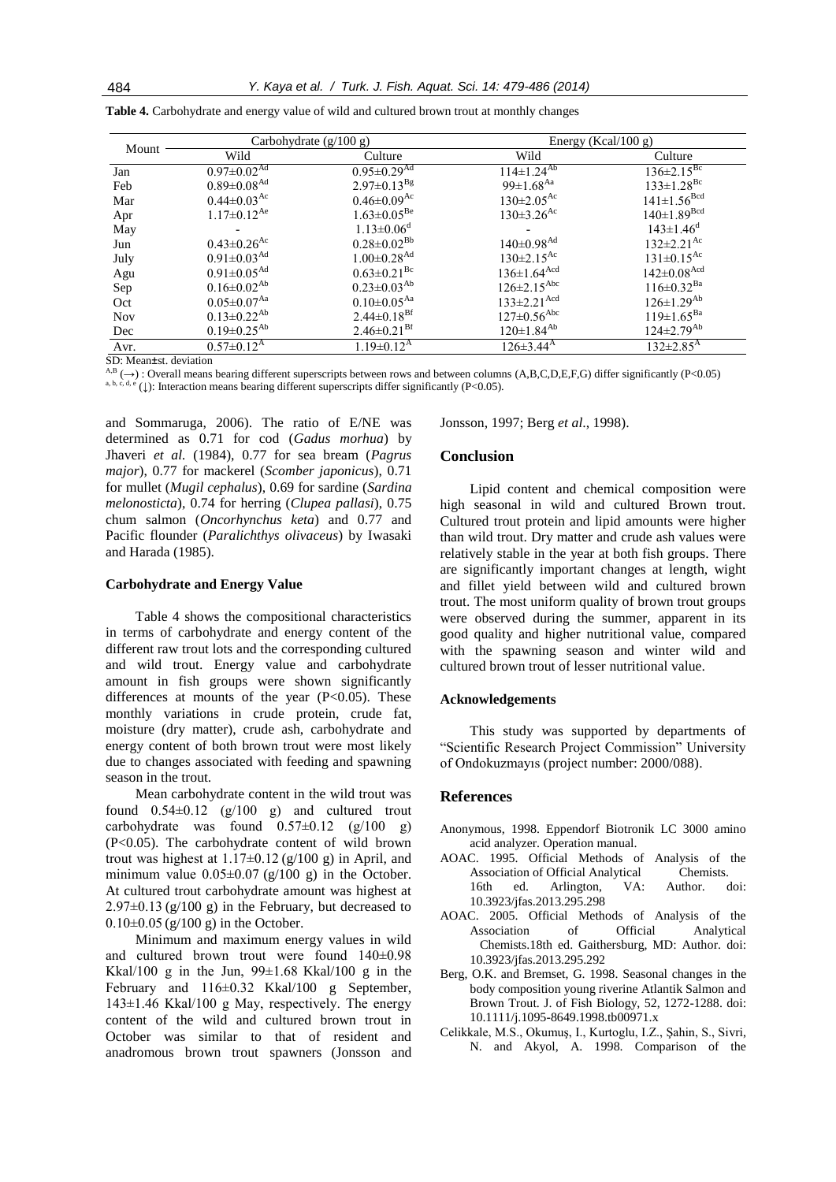**Table 4.** Carbohydrate and energy value of wild and cultured brown trout at monthly changes

| Mount | Carbohydrate (g/100 g) | | Energy (Kcal/100 g) | |
|---|---|---|---|---|
| | Wild | Culture | Wild | Culture |
| Jan | $0.97{\pm}0.02^{Ad}$ | $0.95{\pm}0.29^{Ad}$ | $114{\pm}1.24^{Ab}$ | $136{\pm}2.15^{Bc}$ |
| Feb | $0.89{\pm}0.08^{Ad}$ | $2.97{\pm}0.13^{Bg}$ | $99{\pm}1.68^{Aa}$ | $133{\pm}1.28^{Bc}$ |
| Mar | $0.44{\pm}0.03^{Ac}$ | $0.46{\pm}0.09^{Ac}$ | $130{\pm}2.05^{Ac}$ | $141{\pm}1.56^{Bcd}$ |
| Apr | $1.17{\pm}0.12^{Ae}$ | $1.63{\pm}0.05^{Be}$ | $130{\pm}3.26^{Ac}$ | $140{\pm}1.89^{Bcd}$ |
| May | - | $1.13{\pm}0.06^{d}$ | - | $143{\pm}1.46^{d}$ |
| Jun | $0.43{\pm}0.26^{Ac}$ | $0.28{\pm}0.02^{Bb}$ | $140{\pm}0.98^{Ad}$ | $132{\pm}2.21^{Ac}$ |
| July | $0.91{\pm}0.03^{Ad}$ | $1.00{\pm}0.28^{Ad}$ | $130{\pm}2.15^{Ac}$ | $131{\pm}0.15^{Ac}$ |
| Agu | $0.91{\pm}0.05^{Ad}$ | $0.63{\pm}0.21^{Bc}$ | $136{\pm}1.64^{Acd}$ | $142{\pm}0.08^{Acd}$ |
| Sep | $0.16{\pm}0.02^{Ab}$ | $0.23{\pm}0.03^{Ab}$ | $126{\pm}2.15^{Abc}$ | $116{\pm}0.32^{Ba}$ |
| Oct | $0.05{\pm}0.07^{Aa}$ | $0.10{\pm}0.05^{Aa}$ | $133{\pm}2.21^{Acd}$ | $126{\pm}1.29^{Ab}$ |
| Nov | $0.13{\pm}0.22^{Ab}$ | $2.44{\pm}0.18^{Bf}$ | $127{\pm}0.56^{Abc}$ | $119{\pm}1.65^{Ba}$ |
| Dec | $0.19{\pm}0.25^{Ab}$ | $2.46{\pm}0.21^{Bf}$ | $120{\pm}1.84^{Ab}$ | $124{\pm}2.79^{Ab}$ |
| Avr. | $0.57{\pm}0.12^{A}$ | $1.19{\pm}0.12^{A}$ | $126{\pm}3.44^{A}$ | $132{\pm}2.85^{A}$ |

SD: Mean±st. deviation
$^{A,B}$ (→) : Overall means bearing different superscripts between rows and between columns (A,B,C,D,E,F,G) differ significantly (P<0.05)
$^{a, b, c, d, e}$ (↓): Interaction means bearing different superscripts differ significantly (P<0.05).

and Sommaruga, 2006). The ratio of E/NE was determined as 0.71 for cod (*Gadus morhua*) by Jhaveri *et al.* (1984), 0.77 for sea bream (*Pagrus major*), 0.77 for mackerel (*Scomber japonicus*), 0.71 for mullet (*Mugil cephalus*), 0.69 for sardine (*Sardina melonosticta*), 0.74 for herring (*Clupea pallasi*), 0.75 chum salmon (*Oncorhynchus keta*) and 0.77 and Pacific flounder (*Paralichthys olivaceus*) by Iwasaki and Harada (1985).

### Carbohydrate and Energy Value

Table 4 shows the compositional characteristics in terms of carbohydrate and energy content of the different raw trout lots and the corresponding cultured and wild trout. Energy value and carbohydrate amount in fish groups were shown significantly differences at mounts of the year (P<0.05). These monthly variations in crude protein, crude fat, moisture (dry matter), crude ash, carbohydrate and energy content of both brown trout were most likely due to changes associated with feeding and spawning season in the trout.

Mean carbohydrate content in the wild trout was found 0.54±0.12 (g/100 g) and cultured trout carbohydrate was found 0.57±0.12 (g/100 g) (P<0.05). The carbohydrate content of wild brown trout was highest at 1.17±0.12 (g/100 g) in April, and minimum value 0.05±0.07 (g/100 g) in the October. At cultured trout carbohydrate amount was highest at 2.97±0.13 (g/100 g) in the February, but decreased to 0.10±0.05 (g/100 g) in the October.

Minimum and maximum energy values in wild and cultured brown trout were found 140±0.98 Kkal/100 g in the Jun, 99±1.68 Kkal/100 g in the February and 116±0.32 Kkal/100 g September, 143±1.46 Kkal/100 g May, respectively. The energy content of the wild and cultured brown trout in October was similar to that of resident and anadromous brown trout spawners (Jonsson and Jonsson, 1997; Berg *et al*., 1998).

## Conclusion

Lipid content and chemical composition were high seasonal in wild and cultured Brown trout. Cultured trout protein and lipid amounts were higher than wild trout. Dry matter and crude ash values were relatively stable in the year at both fish groups. There are significantly important changes at length, wight and fillet yield between wild and cultured brown trout. The most uniform quality of brown trout groups were observed during the summer, apparent in its good quality and higher nutritional value, compared with the spawning season and winter wild and cultured brown trout of lesser nutritional value.

### Acknowledgements

This study was supported by departments of "Scientific Research Project Commission" University of Ondokuzmayıs (project number: 2000/088).

## References

- Anonymous, 1998. Eppendorf Biotronik LC 3000 amino acid analyzer. Operation manual.
- AOAC. 1995. Official Methods of Analysis of the Association of Official Analytical Chemists. 16th ed. Arlington, VA: Author. doi: 10.3923/jfas.2013.295.298
- AOAC. 2005. Official Methods of Analysis of the Association of Official Analytical Chemists.18th ed. Gaithersburg, MD: Author. doi: 10.3923/jfas.2013.295.292
- Berg, O.K. and Bremset, G. 1998. Seasonal changes in the body composition young riverine Atlantik Salmon and Brown Trout. J. of Fish Biology, 52, 1272-1288. doi: 10.1111/j.1095-8649.1998.tb00971.x
- Celikkale, M.S., Okumuş, I., Kurtoglu, I.Z., Şahin, S., Sivri, N. and Akyol, A. 1998. Comparison of the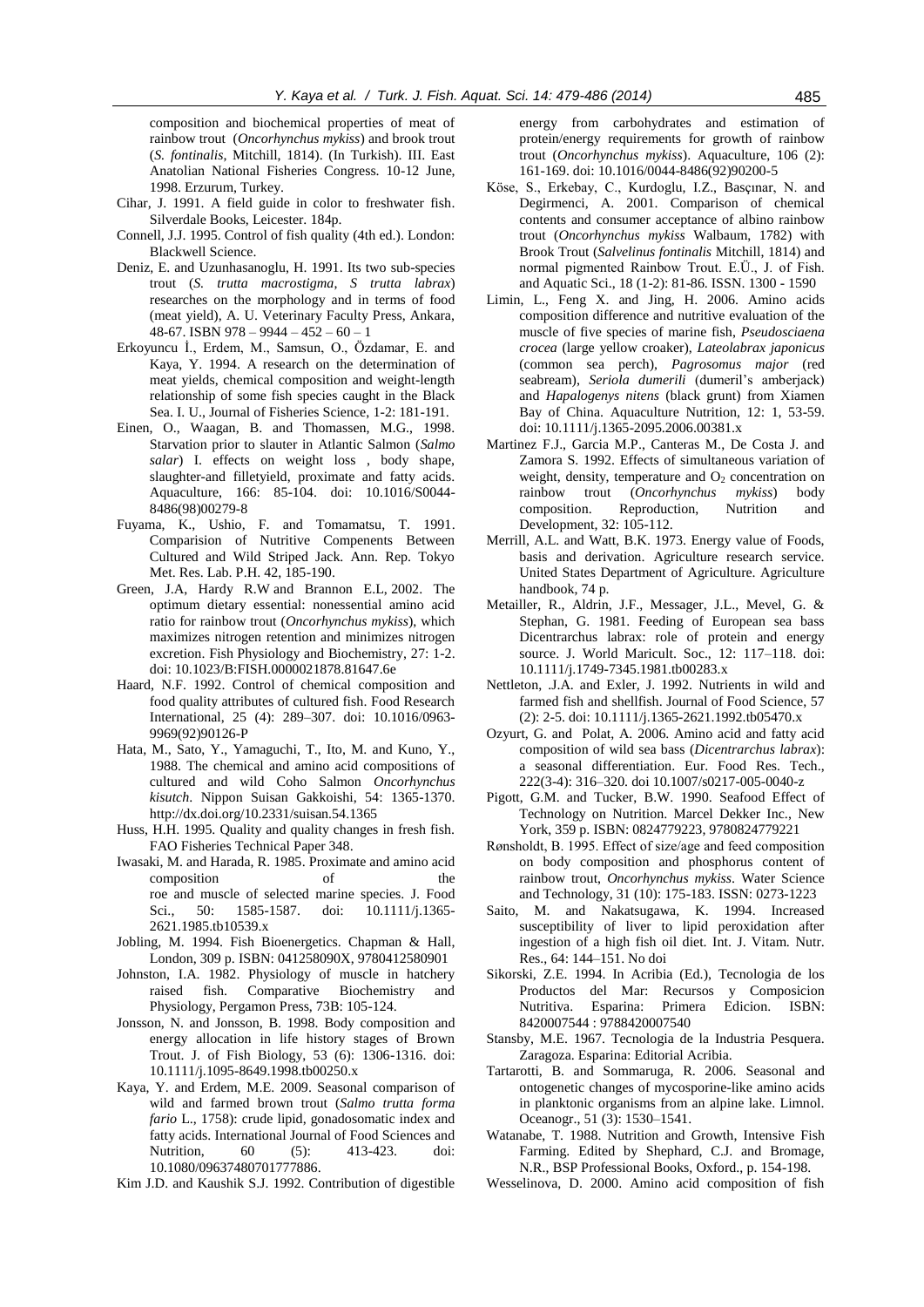composition and biochemical properties of meat of rainbow trout (*Oncorhynchus mykiss*) and brook trout (*S. fontinalis*, Mitchill, 1814). (In Turkish). III. East Anatolian National Fisheries Congress. 10-12 June, 1998. Erzurum, Turkey.

Cihar, J. 1991. A field guide in color to freshwater fish. Silverdale Books, Leicester. 184p.

Connell, J.J. 1995. Control of fish quality (4th ed.). London: Blackwell Science.

Deniz, E. and Uzunhasanoglu, H. 1991. Its two sub-species trout (*S. trutta macrostigma*, *S trutta labrax*) researches on the morphology and in terms of food (meat yield), A. U. Veterinary Faculty Press, Ankara, 48-67. ISBN 978 – 9944 – 452 – 60 – 1

Erkoyuncu İ., Erdem, M., Samsun, O., Özdamar, E. and Kaya, Y. 1994. A research on the determination of meat yields, chemical composition and weight-length relationship of some fish species caught in the Black Sea. I. U., Journal of Fisheries Science, 1-2: 181-191.

Einen, O., Waagan, B. and Thomassen, M.G., 1998. Starvation prior to slauter in Atlantic Salmon (*Salmo salar*) I. effects on weight loss , body shape, slaughter-and filletyield, proximate and fatty acids. Aquaculture, 166: 85-104. doi: 10.1016/S0044-8486(98)00279-8

Fuyama, K., Ushio, F. and Tomamatsu, T. 1991. Comparision of Nutritive Compenents Between Cultured and Wild Striped Jack. Ann. Rep. Tokyo Met. Res. Lab. P.H. 42, 185-190.

Green, J.A, Hardy R.W and Brannon E.L, 2002. The optimum dietary essential: nonessential amino acid ratio for rainbow trout (*Oncorhynchus mykiss*), which maximizes nitrogen retention and minimizes nitrogen excretion. Fish Physiology and Biochemistry, 27: 1-2. doi: 10.1023/B:FISH.0000021878.81647.6e

Haard, N.F. 1992. Control of chemical composition and food quality attributes of cultured fish. Food Research International, 25 (4): 289–307. doi: 10.1016/0963-9969(92)90126-P

Hata, M., Sato, Y., Yamaguchi, T., Ito, M. and Kuno, Y., 1988. The chemical and amino acid compositions of cultured and wild Coho Salmon *Oncorhynchus kisutch*. Nippon Suisan Gakkoishi, 54: 1365-1370. http://dx.doi.org/10.2331/suisan.54.1365

Huss, H.H. 1995. Quality and quality changes in fresh fish. FAO Fisheries Technical Paper 348.

Iwasaki, M. and Harada, R. 1985. Proximate and amino acid composition of the roe and muscle of selected marine species. J. Food Sci., 50: 1585-1587. doi: 10.1111/j.1365-2621.1985.tb10539.x

Jobling, M. 1994. Fish Bioenergetics. Chapman & Hall, London, 309 p. ISBN: 041258090X, 9780412580901

Johnston, I.A. 1982. Physiology of muscle in hatchery raised fish. Comparative Biochemistry and Physiology, Pergamon Press, 73B: 105-124.

Jonsson, N. and Jonsson, B. 1998. Body composition and energy allocation in life history stages of Brown Trout. J. of Fish Biology, 53 (6): 1306-1316. doi: 10.1111/j.1095-8649.1998.tb00250.x

Kaya, Y. and Erdem, M.E. 2009. Seasonal comparison of wild and farmed brown trout (*Salmo trutta forma fario* L., 1758): crude lipid, gonadosomatic index and fatty acids. International Journal of Food Sciences and Nutrition, 60 (5): 413-423. doi: 10.1080/09637480701777886.

Kim J.D. and Kaushik S.J. 1992. Contribution of digestible energy from carbohydrates and estimation of protein/energy requirements for growth of rainbow trout (*Oncorhynchus mykiss*). Aquaculture, 106 (2): 161-169. doi: 10.1016/0044-8486(92)90200-5

Köse, S., Erkebay, C., Kurdoglu, I.Z., Basçınar, N. and Degirmenci, A. 2001. Comparison of chemical contents and consumer acceptance of albino rainbow trout (*Oncorhynchus mykiss* Walbaum, 1782) with Brook Trout (*Salvelinus fontinalis* Mitchill, 1814) and normal pigmented Rainbow Trout. E.Ü., J. of Fish. and Aquatic Sci., 18 (1-2): 81-86. ISSN. 1300 - 1590

Limin, L., Feng X. and Jing, H. 2006. Amino acids composition difference and nutritive evaluation of the muscle of five species of marine fish, *Pseudosciaena crocea* (large yellow croaker), *Lateolabrax japonicus* (common sea perch), *Pagrosomus major* (red seabream), *Seriola dumerili* (dumeril's amberjack) and *Hapalogenys nitens* (black grunt) from Xiamen Bay of China. Aquaculture Nutrition, 12: 1, 53-59. doi: 10.1111/j.1365-2095.2006.00381.x

Martinez F.J., Garcia M.P., Canteras M., De Costa J. and Zamora S. 1992. Effects of simultaneous variation of weight, density, temperature and $O_2$ concentration on rainbow trout (*Oncorhynchus mykiss*) body composition. Reproduction, Nutrition and Development, 32: 105-112.

Merrill, A.L. and Watt, B.K. 1973. Energy value of Foods, basis and derivation. Agriculture research service. United States Department of Agriculture. Agriculture handbook, 74 p.

Metailler, R., Aldrin, J.F., Messager, J.L., Mevel, G. & Stephan, G. 1981. Feeding of European sea bass Dicentrarchus labrax: role of protein and energy source. J. World Maricult. Soc., 12: 117–118. doi: 10.1111/j.1749-7345.1981.tb00283.x

Nettleton, .J.A. and Exler, J. 1992. Nutrients in wild and farmed fish and shellfish. Journal of Food Science, 57 (2): 2-5. doi: 10.1111/j.1365-2621.1992.tb05470.x

Ozyurt, G. and Polat, A. 2006. Amino acid and fatty acid composition of wild sea bass (*Dicentrarchus labrax*): a seasonal differentiation. Eur. Food Res. Tech., 222(3-4): 316–320. doi 10.1007/s0217-005-0040-z

Pigott, G.M. and Tucker, B.W. 1990. Seafood Effect of Technology on Nutrition. Marcel Dekker Inc., New York, 359 p. ISBN: 0824779223, 9780824779221

Rønsholdt, B. 1995. Effect of size/age and feed composition on body composition and phosphorus content of rainbow trout, *Oncorhynchus mykiss*. Water Science and Technology, 31 (10): 175-183. ISSN: 0273-1223

Saito, M. and Nakatsugawa, K. 1994. Increased susceptibility of liver to lipid peroxidation after ingestion of a high fish oil diet. Int. J. Vitam. Nutr. Res., 64: 144–151. No doi

Sikorski, Z.E. 1994. In Acribia (Ed.), Tecnologia de los Productos del Mar: Recursos y Composicion Nutritiva. Esparina: Primera Edicion. ISBN: 8420007544 : 9788420007540

Stansby, M.E. 1967. Tecnologia de la Industria Pesquera. Zaragoza. Esparina: Editorial Acribia.

Tartarotti, B. and Sommaruga, R. 2006. Seasonal and ontogenetic changes of mycosporine-like amino acids in planktonic organisms from an alpine lake. Limnol. Oceanogr., 51 (3): 1530–1541.

Watanabe, T. 1988. Nutrition and Growth, Intensive Fish Farming. Edited by Shephard, C.J. and Bromage, N.R., BSP Professional Books, Oxford., p. 154-198.

Wesselinova, D. 2000. Amino acid composition of fish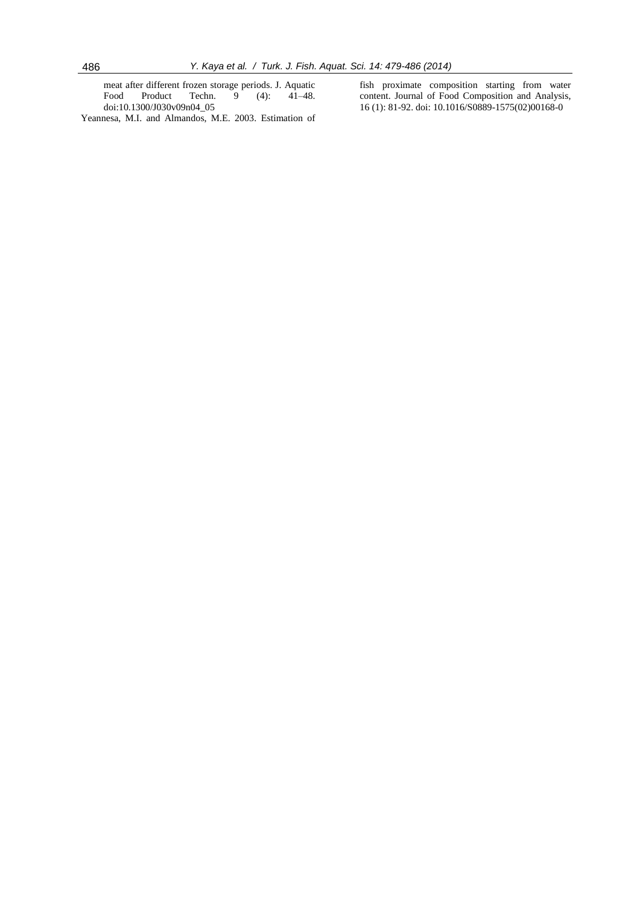meat after different frozen storage periods. J. Aquatic Food Product Techn. 9 (4): 41–48. doi:10.1300/J030v09n04_05

Yeannesa, M.I. and Almandos, M.E. 2003. Estimation of fish proximate composition starting from water content. Journal of Food Composition and Analysis, 16 (1): 81-92. doi: 10.1016/S0889-1575(02)00168-0